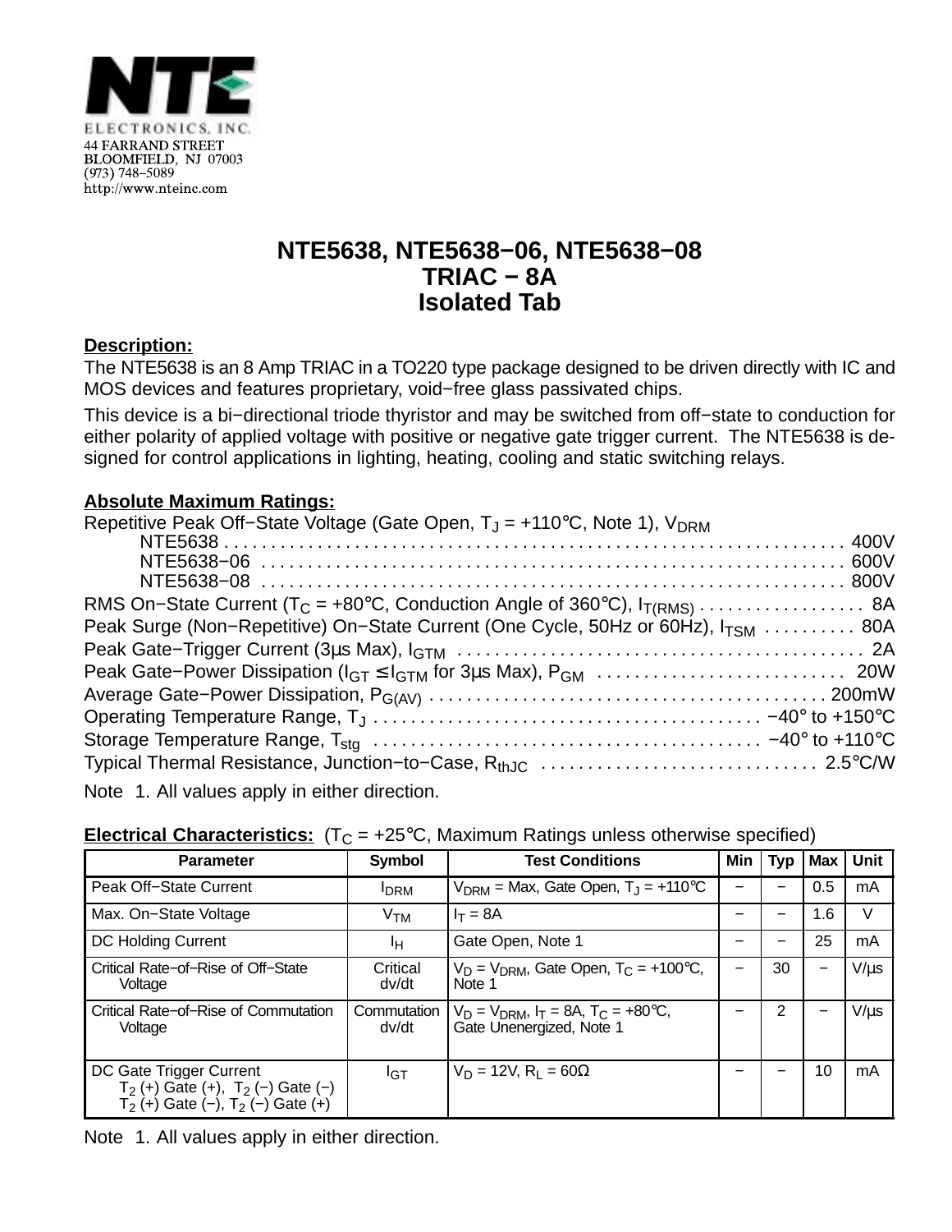NTE ELECTRONICS, INC.
44 FARRAND STREET
BLOOMFIELD, NJ 07003
(973) 748−5089
http://www.nteinc.com

# NTE5638, NTE5638−06, NTE5638−08
# TRIAC − 8A
# Isolated Tab

**Description:**

The NTE5638 is an 8 Amp TRIAC in a TO220 type package designed to be driven directly with IC and MOS devices and features proprietary, void−free glass passivated chips.

This device is a bi−directional triode thyristor and may be switched from off−state to conduction for either polarity of applied voltage with positive or negative gate trigger current. The NTE5638 is designed for control applications in lighting, heating, cooling and static switching relays.

**Absolute Maximum Ratings:**

Repetitive Peak Off−State Voltage (Gate Open, $T_J$ = +110°C, Note 1), $V_{DRM}$
- NTE5638 . . . 400V
- NTE5638−06 . . . 600V
- NTE5638−08 . . . 800V

RMS On−State Current ($T_C$ = +80°C, Conduction Angle of 360°), $I_{T(RMS)}$ . . . 8A
Peak Surge (Non−Repetitive) On−State Current (One Cycle, 50Hz or 60Hz), $I_{TSM}$ . . . 80A
Peak Gate−Trigger Current (3μs Max), $I_{GTM}$ . . . 2A
Peak Gate−Power Dissipation ($I_{GT} \leq I_{GTM}$ for 3μs Max), $P_{GM}$ . . . 20W
Average Gate−Power Dissipation, $P_{G(AV)}$ . . . 200mW
Operating Temperature Range, $T_J$ . . . −40° to +150°C
Storage Temperature Range, $T_{stg}$ . . . −40° to +110°C
Typical Thermal Resistance, Junction−to−Case, $R_{thJC}$ . . . 2.5°C/W

Note 1. All values apply in either direction.

**Electrical Characteristics:** ($T_C$ = +25°C, Maximum Ratings unless otherwise specified)

| Parameter | Symbol | Test Conditions | Min | Typ | Max | Unit |
|---|---|---|---|---|---|---|
| Peak Off−State Current | $I_{DRM}$ | $V_{DRM}$ = Max, Gate Open, $T_J$ = +110°C | − | − | 0.5 | mA |
| Max. On−State Voltage | $V_{TM}$ | $I_T$ = 8A | − | − | 1.6 | V |
| DC Holding Current | $I_H$ | Gate Open, Note 1 | − | − | 25 | mA |
| Critical Rate−of−Rise of Off−State Voltage | Critical dv/dt | $V_D = V_{DRM}$, Gate Open, $T_C$ = +100°C, Note 1 | − | 30 | − | V/μs |
| Critical Rate−of−Rise of Commutation Voltage | Commutation dv/dt | $V_D = V_{DRM}$, $I_T$ = 8A, $T_C$ = +80°C, Gate Unenergized, Note 1 | − | 2 | − | V/μs |
| DC Gate Trigger Current $T_2$ (+) Gate (+), $T_2$ (−) Gate (−) $T_2$ (+) Gate (−), $T_2$ (−) Gate (+) | $I_{GT}$ | $V_D$ = 12V, $R_L$ = 60Ω | − | − | 10 | mA |

Note 1. All values apply in either direction.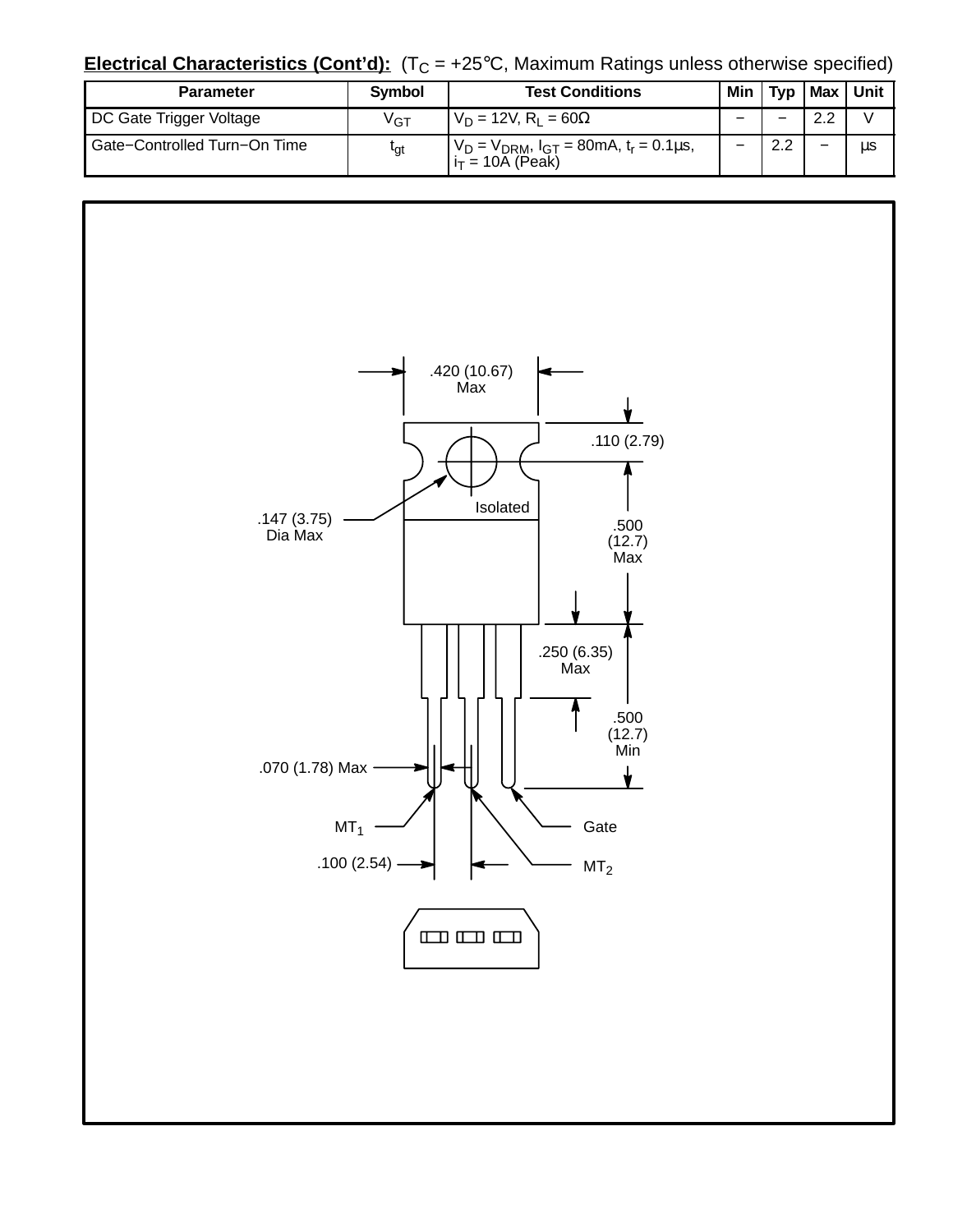**Electrical Characteristics (Cont'd):** ($T_C$ = +25°C, Maximum Ratings unless otherwise specified)

| Parameter | Symbol | Test Conditions | Min | Typ | Max | Unit |
|---|---|---|---|---|---|---|
| DC Gate Trigger Voltage | $V_{GT}$ | $V_D$ = 12V, $R_L$ = 60Ω | − | − | 2.2 | V |
| Gate−Controlled Turn−On Time | $t_{gt}$ | $V_D = V_{DRM}$, $I_{GT}$ = 80mA, $t_r$ = 0.1μs, $i_T$ = 10A (Peak) | − | 2.2 | − | μs |

.420 (10.67) Max

.110 (2.79)

.147 (3.75) Dia Max

Isolated

.500 (12.7) Max

.250 (6.35) Max

.500 (12.7) Min

.070 (1.78) Max

$MT_1$

Gate

.100 (2.54)

$MT_2$